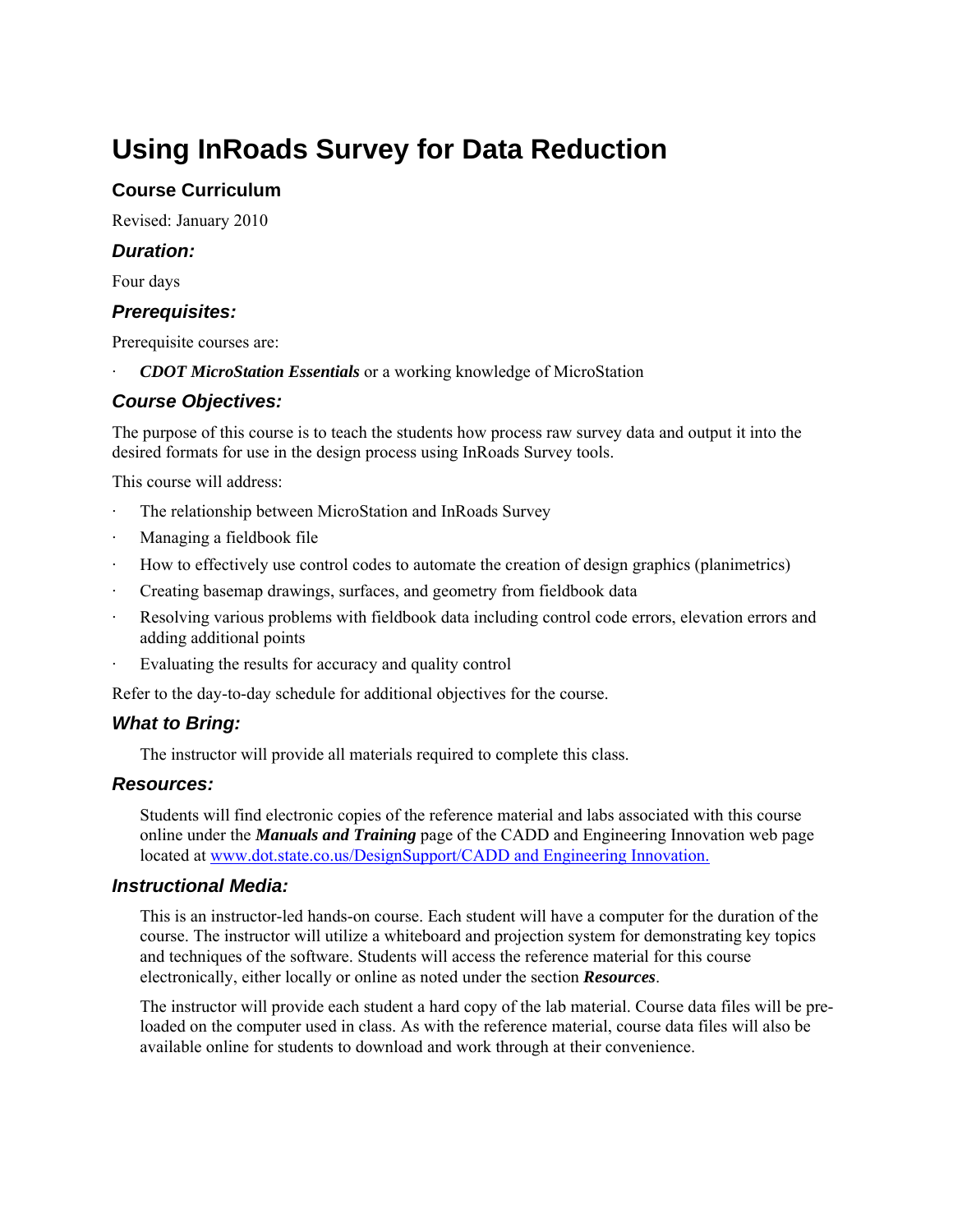# Using InRoads Survey for Data Reduction

## Course Curriculum

Revised: January 2010

### *Duration:*

Four days

### *Prerequisites:*

Prerequisite courses are:

- ***CDOT MicroStation Essentials*** or a working knowledge of MicroStation

### *Course Objectives:*

The purpose of this course is to teach the students how process raw survey data and output it into the desired formats for use in the design process using InRoads Survey tools.

This course will address:

- The relationship between MicroStation and InRoads Survey
- Managing a fieldbook file
- How to effectively use control codes to automate the creation of design graphics (planimetrics)
- Creating basemap drawings, surfaces, and geometry from fieldbook data
- Resolving various problems with fieldbook data including control code errors, elevation errors and adding additional points
- Evaluating the results for accuracy and quality control

Refer to the day-to-day schedule for additional objectives for the course.

### *What to Bring:*

The instructor will provide all materials required to complete this class.

### *Resources:*

Students will find electronic copies of the reference material and labs associated with this course online under the ***Manuals and Training*** page of the CADD and Engineering Innovation web page located at www.dot.state.co.us/DesignSupport/CADD and Engineering Innovation.

### *Instructional Media:*

This is an instructor-led hands-on course. Each student will have a computer for the duration of the course. The instructor will utilize a whiteboard and projection system for demonstrating key topics and techniques of the software. Students will access the reference material for this course electronically, either locally or online as noted under the section ***Resources***.

The instructor will provide each student a hard copy of the lab material. Course data files will be pre-loaded on the computer used in class. As with the reference material, course data files will also be available online for students to download and work through at their convenience.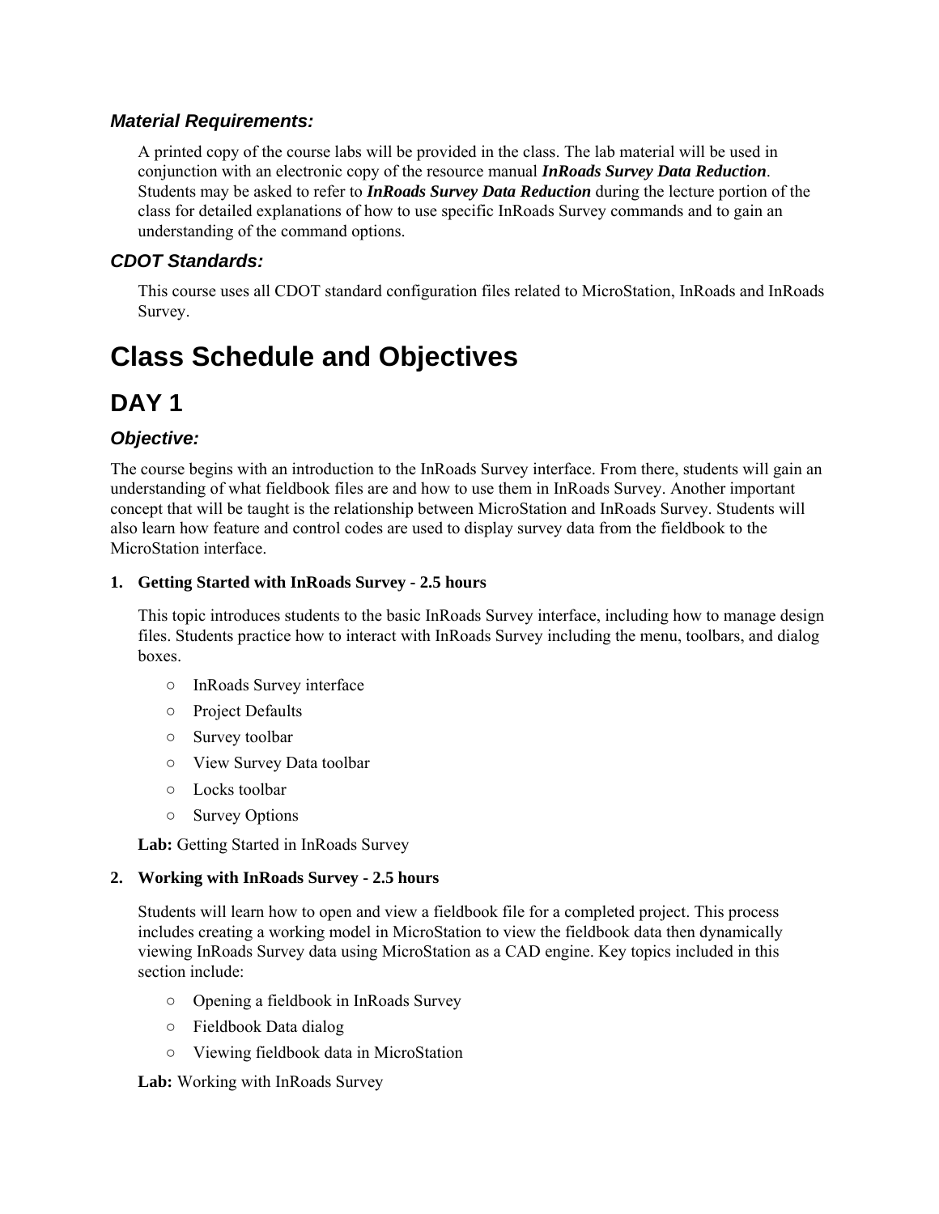### *Material Requirements:*

A printed copy of the course labs will be provided in the class. The lab material will be used in conjunction with an electronic copy of the resource manual ***InRoads Survey Data Reduction***. Students may be asked to refer to ***InRoads Survey Data Reduction*** during the lecture portion of the class for detailed explanations of how to use specific InRoads Survey commands and to gain an understanding of the command options.

### *CDOT Standards:*

This course uses all CDOT standard configuration files related to MicroStation, InRoads and InRoads Survey.

# Class Schedule and Objectives

## DAY 1

### *Objective:*

The course begins with an introduction to the InRoads Survey interface. From there, students will gain an understanding of what fieldbook files are and how to use them in InRoads Survey. Another important concept that will be taught is the relationship between MicroStation and InRoads Survey. Students will also learn how feature and control codes are used to display survey data from the fieldbook to the MicroStation interface.

1. **Getting Started with InRoads Survey - 2.5 hours**

   This topic introduces students to the basic InRoads Survey interface, including how to manage design files. Students practice how to interact with InRoads Survey including the menu, toolbars, and dialog boxes.

   - InRoads Survey interface
   - Project Defaults
   - Survey toolbar
   - View Survey Data toolbar
   - Locks toolbar
   - Survey Options

   **Lab:** Getting Started in InRoads Survey

2. **Working with InRoads Survey - 2.5 hours**

   Students will learn how to open and view a fieldbook file for a completed project. This process includes creating a working model in MicroStation to view the fieldbook data then dynamically viewing InRoads Survey data using MicroStation as a CAD engine. Key topics included in this section include:

   - Opening a fieldbook in InRoads Survey
   - Fieldbook Data dialog
   - Viewing fieldbook data in MicroStation

   **Lab:** Working with InRoads Survey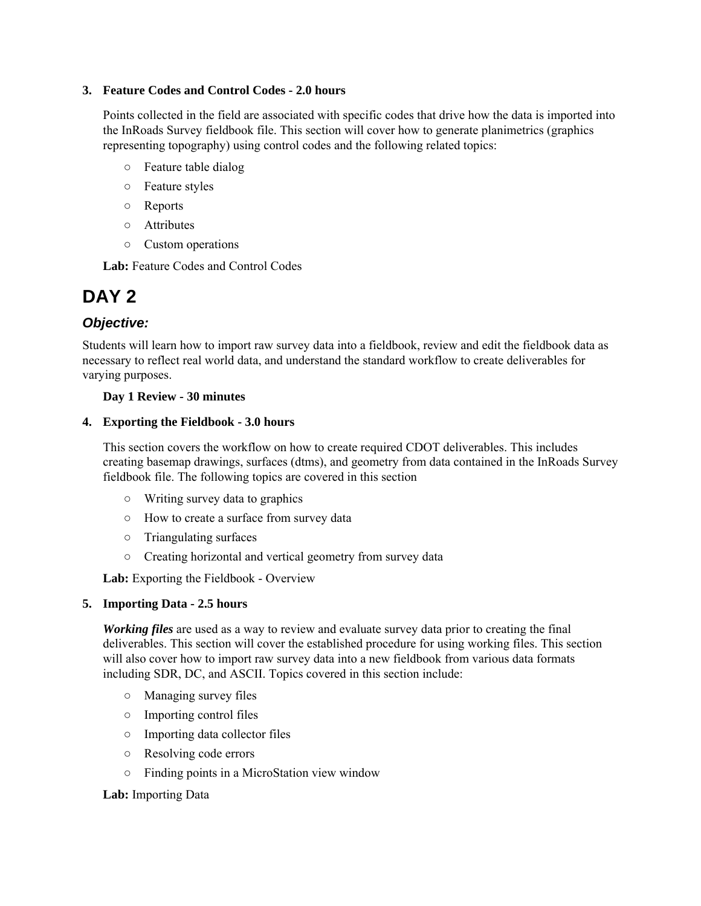3. **Feature Codes and Control Codes - 2.0 hours**

   Points collected in the field are associated with specific codes that drive how the data is imported into the InRoads Survey fieldbook file. This section will cover how to generate planimetrics (graphics representing topography) using control codes and the following related topics:

   - Feature table dialog
   - Feature styles
   - Reports
   - Attributes
   - Custom operations

   **Lab:** Feature Codes and Control Codes

# DAY 2

## *Objective:*

Students will learn how to import raw survey data into a fieldbook, review and edit the fieldbook data as necessary to reflect real world data, and understand the standard workflow to create deliverables for varying purposes.

**Day 1 Review - 30 minutes**

4. **Exporting the Fieldbook - 3.0 hours**

   This section covers the workflow on how to create required CDOT deliverables. This includes creating basemap drawings, surfaces (dtms), and geometry from data contained in the InRoads Survey fieldbook file. The following topics are covered in this section

   - Writing survey data to graphics
   - How to create a surface from survey data
   - Triangulating surfaces
   - Creating horizontal and vertical geometry from survey data

   **Lab:** Exporting the Fieldbook - Overview

5. **Importing Data - 2.5 hours**

   ***Working files*** are used as a way to review and evaluate survey data prior to creating the final deliverables. This section will cover the established procedure for using working files. This section will also cover how to import raw survey data into a new fieldbook from various data formats including SDR, DC, and ASCII. Topics covered in this section include:

   - Managing survey files
   - Importing control files
   - Importing data collector files
   - Resolving code errors
   - Finding points in a MicroStation view window

   **Lab:** Importing Data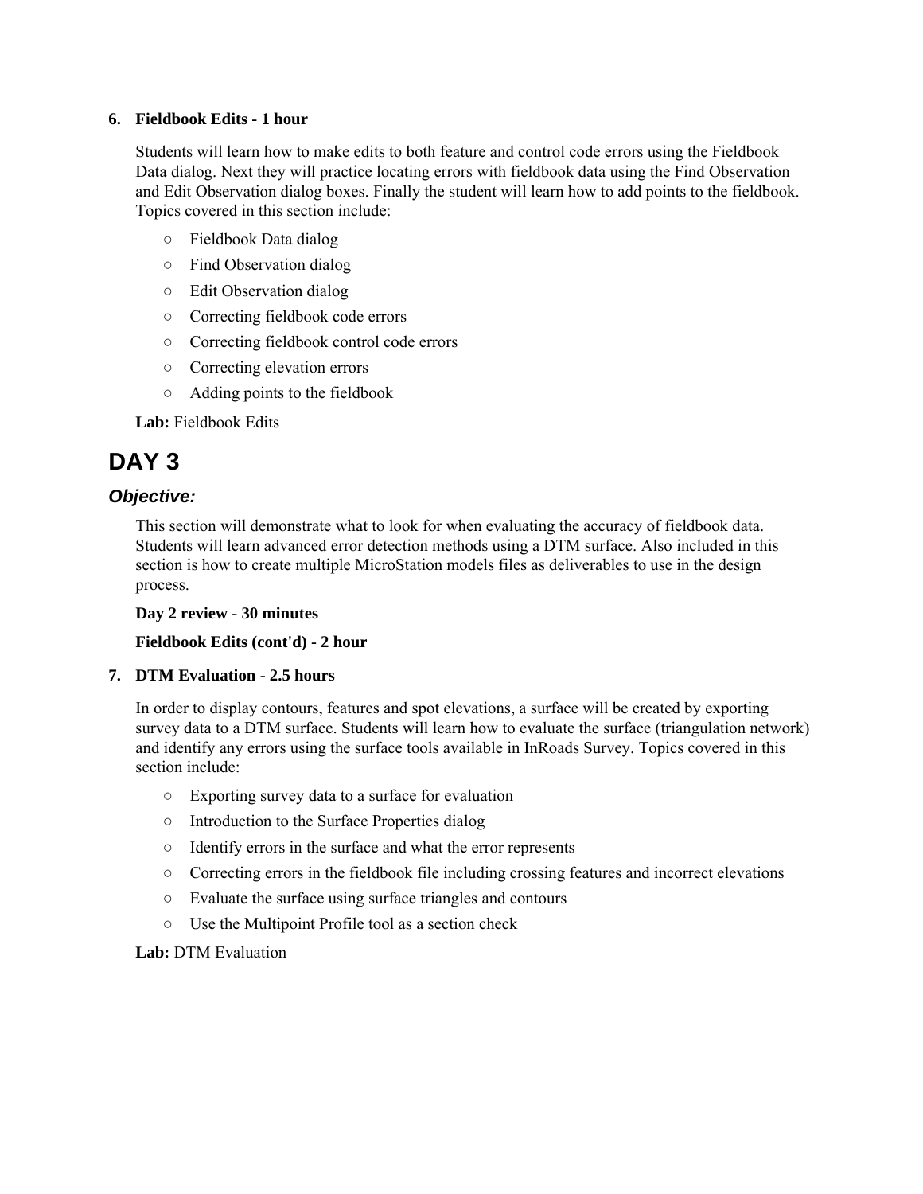6. **Fieldbook Edits - 1 hour**

   Students will learn how to make edits to both feature and control code errors using the Fieldbook Data dialog. Next they will practice locating errors with fieldbook data using the Find Observation and Edit Observation dialog boxes. Finally the student will learn how to add points to the fieldbook. Topics covered in this section include:

   - Fieldbook Data dialog
   - Find Observation dialog
   - Edit Observation dialog
   - Correcting fieldbook code errors
   - Correcting fieldbook control code errors
   - Correcting elevation errors
   - Adding points to the fieldbook

   **Lab:** Fieldbook Edits

# DAY 3

## *Objective:*

This section will demonstrate what to look for when evaluating the accuracy of fieldbook data. Students will learn advanced error detection methods using a DTM surface. Also included in this section is how to create multiple MicroStation models files as deliverables to use in the design process.

**Day 2 review - 30 minutes**

**Fieldbook Edits (cont'd) - 2 hour**

7. **DTM Evaluation - 2.5 hours**

   In order to display contours, features and spot elevations, a surface will be created by exporting survey data to a DTM surface. Students will learn how to evaluate the surface (triangulation network) and identify any errors using the surface tools available in InRoads Survey. Topics covered in this section include:

   - Exporting survey data to a surface for evaluation
   - Introduction to the Surface Properties dialog
   - Identify errors in the surface and what the error represents
   - Correcting errors in the fieldbook file including crossing features and incorrect elevations
   - Evaluate the surface using surface triangles and contours
   - Use the Multipoint Profile tool as a section check

   **Lab:** DTM Evaluation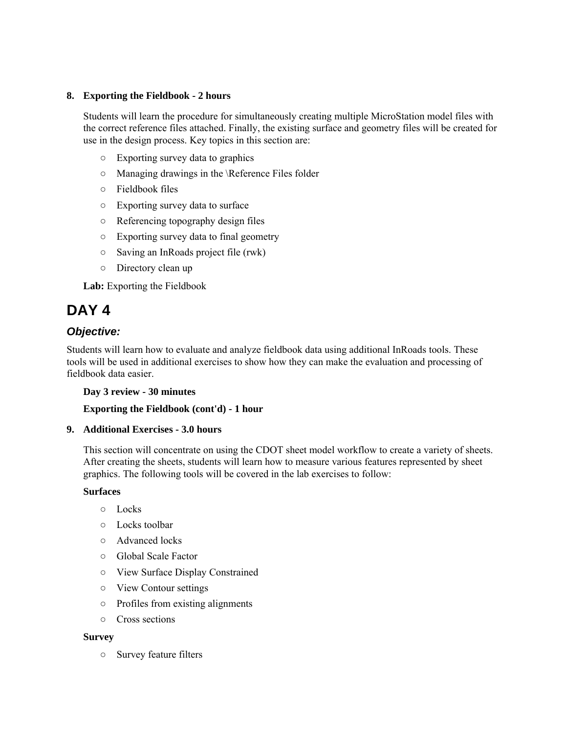8. **Exporting the Fieldbook - 2 hours**

   Students will learn the procedure for simultaneously creating multiple MicroStation model files with the correct reference files attached. Finally, the existing surface and geometry files will be created for use in the design process. Key topics in this section are:

   - Exporting survey data to graphics
   - Managing drawings in the \Reference Files folder
   - Fieldbook files
   - Exporting survey data to surface
   - Referencing topography design files
   - Exporting survey data to final geometry
   - Saving an InRoads project file (rwk)
   - Directory clean up

   **Lab:** Exporting the Fieldbook

# DAY 4

### *Objective:*

Students will learn how to evaluate and analyze fieldbook data using additional InRoads tools. These tools will be used in additional exercises to show how they can make the evaluation and processing of fieldbook data easier.

**Day 3 review - 30 minutes**

**Exporting the Fieldbook (cont'd) - 1 hour**

9. **Additional Exercises - 3.0 hours**

   This section will concentrate on using the CDOT sheet model workflow to create a variety of sheets. After creating the sheets, students will learn how to measure various features represented by sheet graphics. The following tools will be covered in the lab exercises to follow:

   **Surfaces**

   - Locks
   - Locks toolbar
   - Advanced locks
   - Global Scale Factor
   - View Surface Display Constrained
   - View Contour settings
   - Profiles from existing alignments
   - Cross sections

   **Survey**

   - Survey feature filters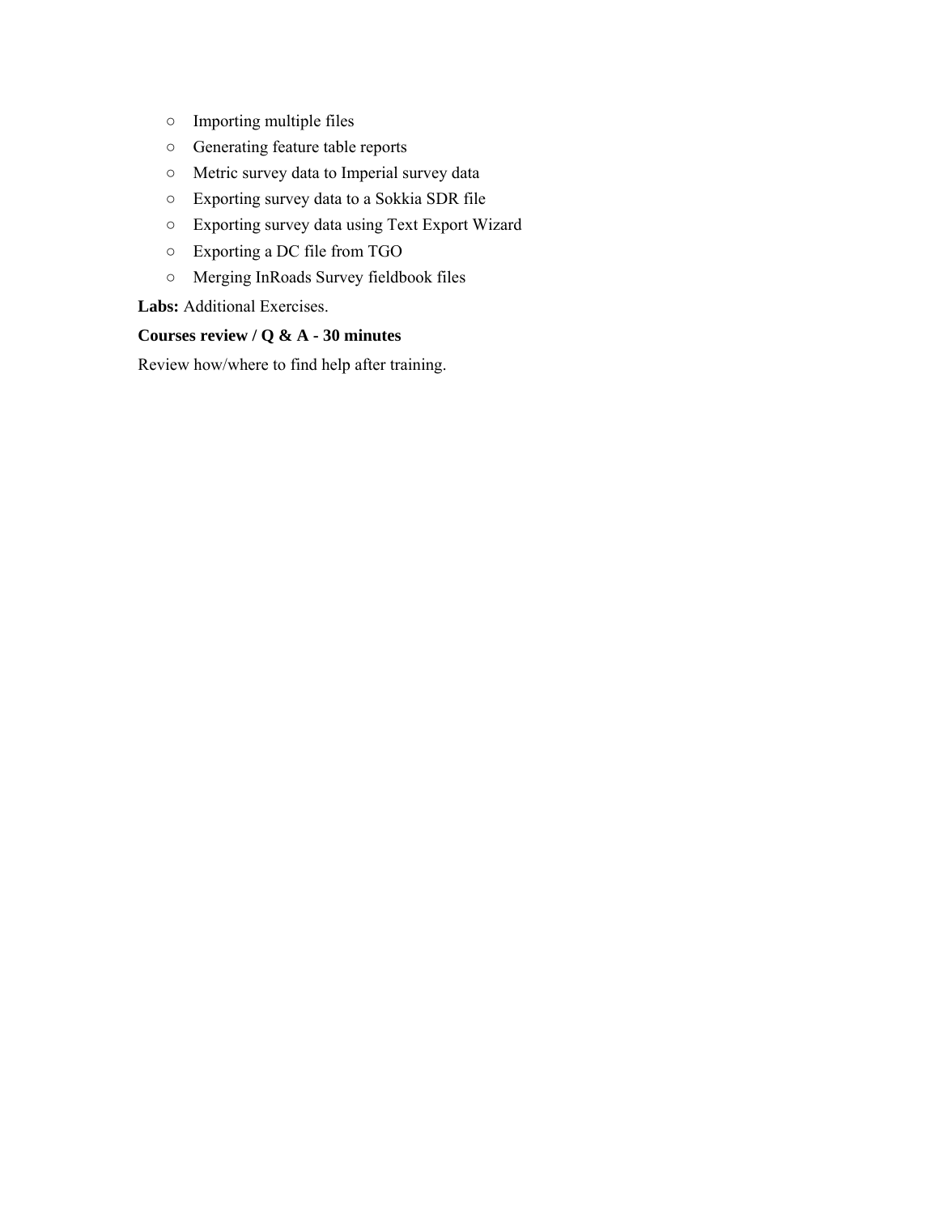- Importing multiple files
- Generating feature table reports
- Metric survey data to Imperial survey data
- Exporting survey data to a Sokkia SDR file
- Exporting survey data using Text Export Wizard
- Exporting a DC file from TGO
- Merging InRoads Survey fieldbook files

**Labs:** Additional Exercises.

**Courses review / Q & A - 30 minutes**

Review how/where to find help after training.